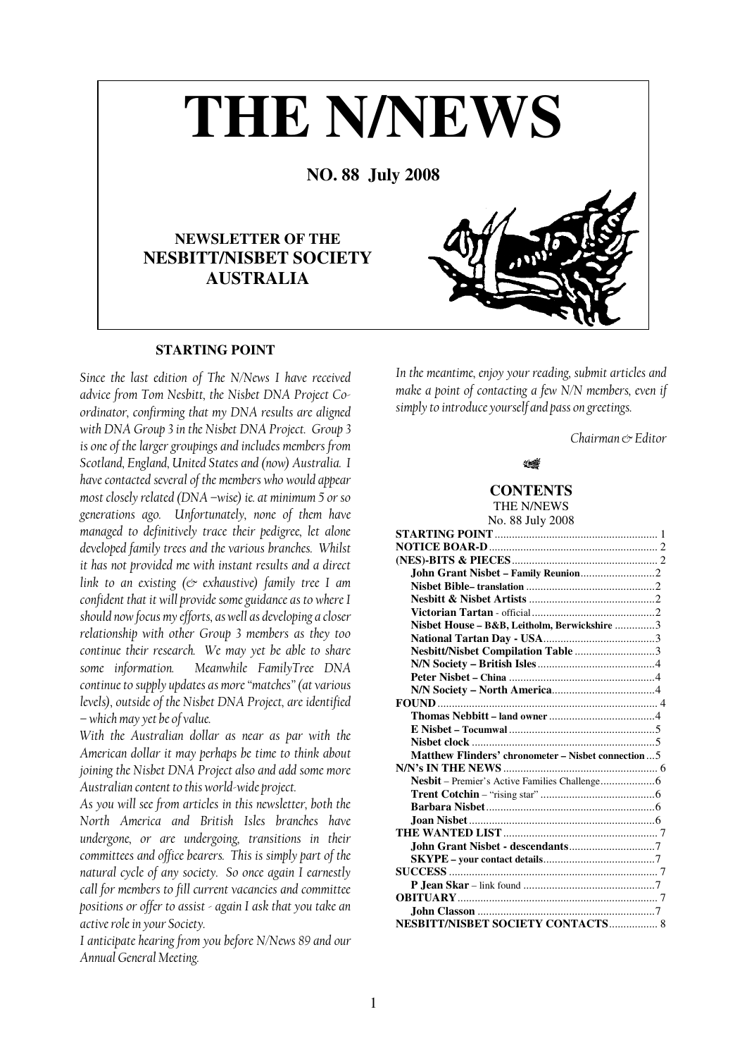# THE N/NEWS

**NO. 88 July 2008**

**NEWSLETTER OF THE**
**NESBITT/NISBET SOCIETY AUSTRALIA**

## STARTING POINT

*Since the last edition of The N/News I have received advice from Tom Nesbitt, the Nisbet DNA Project Co-ordinator, confirming that my DNA results are aligned with DNA Group 3 in the Nisbet DNA Project. Group 3 is one of the larger groupings and includes members from Scotland, England, United States and (now) Australia. I have contacted several of the members who would appear most closely related (DNA –wise) ie. at minimum 5 or so generations ago. Unfortunately, none of them have managed to definitively trace their pedigree, let alone developed family trees and the various branches. Whilst it has not provided me with instant results and a direct link to an existing (& exhaustive) family tree I am confident that it will provide some guidance as to where I should now focus my efforts, as well as developing a closer relationship with other Group 3 members as they too continue their research. We may yet be able to share some information. Meanwhile FamilyTree DNA continue to supply updates as more "matches" (at various levels), outside of the Nisbet DNA Project, are identified – which may yet be of value.*

*With the Australian dollar as near as par with the American dollar it may perhaps be time to think about joining the Nisbet DNA Project also and add some more Australian content to this world-wide project.*

*As you will see from articles in this newsletter, both the North America and British Isles branches have undergone, or are undergoing, transitions in their committees and office bearers. This is simply part of the natural cycle of any society. So once again I earnestly call for members to fill current vacancies and committee positions or offer to assist - again I ask that you take an active role in your Society.*

*I anticipate hearing from you before N/News 89 and our Annual General Meeting.*

*In the meantime, enjoy your reading, submit articles and make a point of contacting a few N/N members, even if simply to introduce yourself and pass on greetings.*

*Chairman & Editor*

## CONTENTS

THE N/NEWS
No. 88 July 2008

| | |
|---|---|
| **STARTING POINT** | 1 |
| **NOTICE BOAR-D** | 2 |
| **(NES)-BITS & PIECES** | 2 |
| **John Grant Nisbet – Family Reunion** | 2 |
| **Nisbet Bible– translation** | 2 |
| **Nesbitt & Nisbet Artists** | 2 |
| **Victorian Tartan** - official | 2 |
| **Nisbet House – B&B, Leitholm, Berwickshire** | 3 |
| **National Tartan Day - USA** | 3 |
| **Nesbitt/Nisbet Compilation Table** | 3 |
| **N/N Society – British Isles** | 4 |
| **Peter Nisbet – China** | 4 |
| **N/N Society – North America** | 4 |
| **FOUND** | 4 |
| **Thomas Nebbitt – land owner** | 4 |
| **E Nisbet – Tocumwal** | 5 |
| **Nisbet clock** | 5 |
| **Matthew Flinders' chronometer – Nisbet connection** | 5 |
| **N/N's IN THE NEWS** | 6 |
| **Nesbit** – Premier's Active Families Challenge | 6 |
| **Trent Cotchin** – "rising star" | 6 |
| **Barbara Nisbet** | 6 |
| **Joan Nisbet** | 6 |
| **THE WANTED LIST** | 7 |
| **John Grant Nisbet - descendants** | 7 |
| **SKYPE – your contact details** | 7 |
| **SUCCESS** | 7 |
| **P Jean Skar** – link found | 7 |
| **OBITUARY** | 7 |
| **John Classon** | 7 |
| **NESBITT/NISBET SOCIETY CONTACTS** | 8 |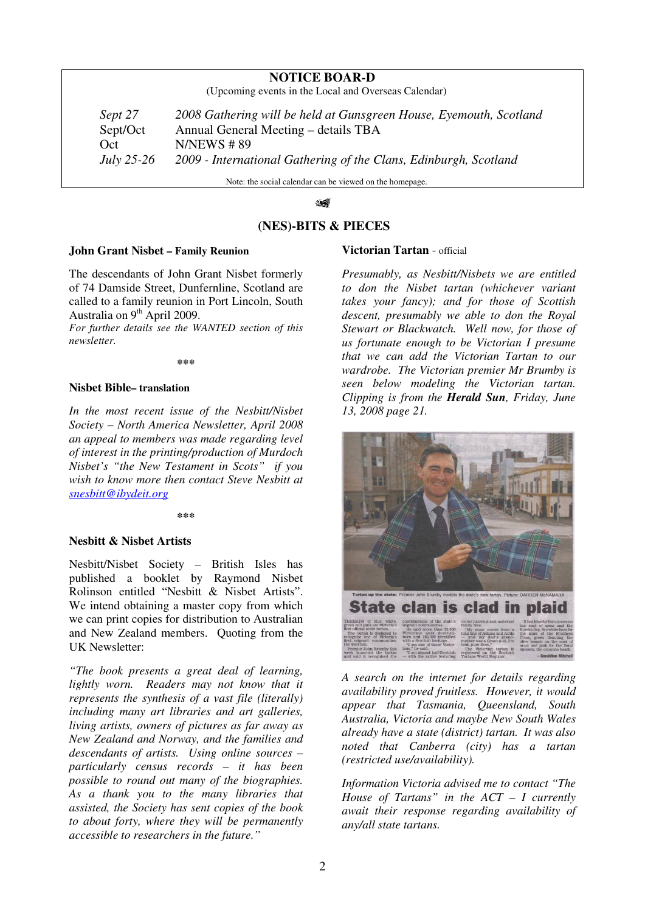## NOTICE BOAR-D

(Upcoming events in the Local and Overseas Calendar)

| | |
|---|---|
| *Sept 27* | *2008 Gathering will be held at Gunsgreen House, Eyemouth, Scotland* |
| Sept/Oct | Annual General Meeting – details TBA |
| Oct | N/NEWS # 89 |
| *July 25-26* | *2009 - International Gathering of the Clans, Edinburgh, Scotland* |

Note: the social calendar can be viewed on the homepage.

## (NES)-BITS & PIECES

### John Grant Nisbet – Family Reunion

The descendants of John Grant Nisbet formerly of 74 Damside Street, Dunfernline, Scotland are called to a family reunion in Port Lincoln, South Australia on 9th April 2009.

*For further details see the WANTED section of this newsletter.*

\*\*\*

### Nisbet Bible– translation

*In the most recent issue of the Nesbitt/Nisbet Society – North America Newsletter, April 2008 an appeal to members was made regarding level of interest in the printing/production of Murdoch Nisbet's "the New Testament in Scots" if you wish to know more then contact Steve Nesbitt at snesbitt@ibydeit.org*

\*\*\*

### Nesbitt & Nisbet Artists

Nesbitt/Nisbet Society – British Isles has published a booklet by Raymond Nisbet Rolinson entitled "Nesbitt & Nisbet Artists". We intend obtaining a master copy from which we can print copies for distribution to Australian and New Zealand members. Quoting from the UK Newsletter:

*"The book presents a great deal of learning, lightly worn. Readers may not know that it represents the synthesis of a vast file (literally) including many art libraries and art galleries, living artists, owners of pictures as far away as New Zealand and Norway, and the families and descendants of artists. Using online sources – particularly census records – it has been possible to round out many of the biographies. As a thank you to the many libraries that assisted, the Society has sent copies of the book to about forty, where they will be permanently accessible to researchers in the future."*

### Victorian Tartan - official

*Presumably, as Nesbitt/Nisbets we are entitled to don the Nisbet tartan (whichever variant takes your fancy); and for those of Scottish descent, presumably we able to don the Royal Stewart or Blackwatch. Well now, for those of us fortunate enough to be Victorian I presume that we can add the Victorian Tartan to our wardrobe. The Victorian premier Mr Brumby is seen below modeling the Victorian tartan. Clipping is from the **Herald Sun**, Friday, June 13, 2008 page 21.*

Tartan up the state: Premier John Brumby models the state's new tartan. Picture: DARREN McNAMARA

**State clan is clad in plaid**

*A search on the internet for details regarding availability proved fruitless. However, it would appear that Tasmania, Queensland, South Australia, Victoria and maybe New South Wales already have a state (district) tartan. It was also noted that Canberra (city) has a tartan (restricted use/availability).*

*Information Victoria advised me to contact "The House of Tartans" in the ACT – I currently await their response regarding availability of any/all state tartans.*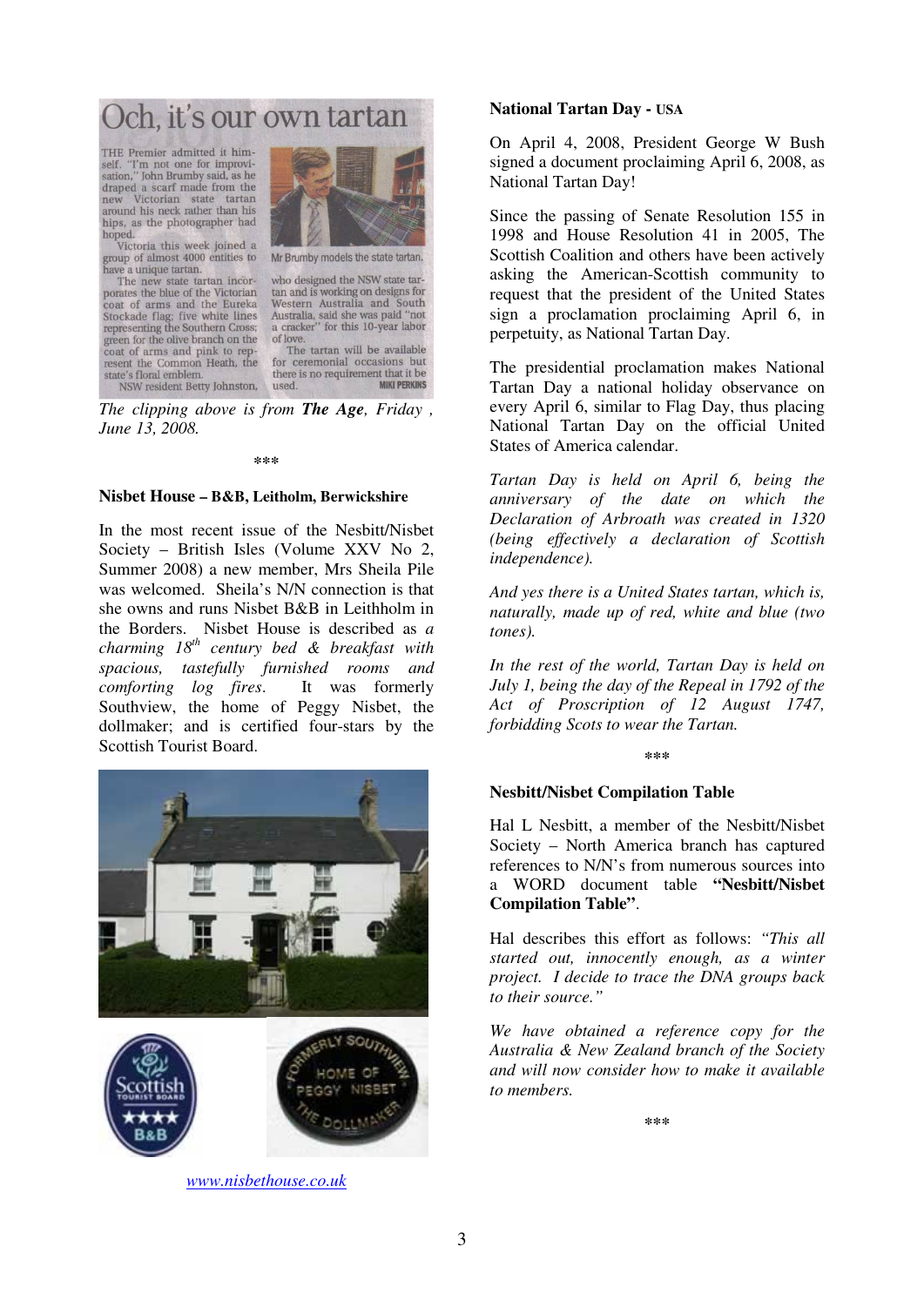# Och, it's our own tartan

THE Premier admitted it himself. "I'm not one for improvisation," John Brumby said, as he draped a scarf made from the new Victorian state tartan around his neck rather than his hips, as the photographer had hoped.

Victoria this week joined a group of almost 4000 entities to have a unique tartan.

The new state tartan incorporates the blue of the Victorian coat of arms and the Eureka Stockade flag; five white lines representing the Southern Cross; green for the olive branch on the coat of arms and pink to represent the Common Heath, the state's floral emblem.

NSW resident Betty Johnston, who designed the NSW state tartan and is working on designs for Western Australia and South Australia, said she was paid "not a cracker" for this 10-year labor of love.

The tartan will be available for ceremonial occasions but there is no requirement that it be used.

Mr Brumby models the state tartan. MIKI PERKINS

*The clipping above is from **The Age**, Friday , June 13, 2008.*

\*\*\*

### Nisbet House – B&B, Leitholm, Berwickshire

In the most recent issue of the Nesbitt/Nisbet Society – British Isles (Volume XXV No 2, Summer 2008) a new member, Mrs Sheila Pile was welcomed. Sheila's N/N connection is that she owns and runs Nisbet B&B in Leithholm in the Borders. Nisbet House is described as *a charming 18th century bed & breakfast with spacious, tastefully furnished rooms and comforting log fires*. It was formerly Southview, the home of Peggy Nisbet, the dollmaker; and is certified four-stars by the Scottish Tourist Board.

Scottish Tourist Board ★★★★ B&B

FORMERLY SOUTHVIEW HOME OF PEGGY NISBET THE DOLLMAKER

www.nisbethouse.co.uk

### National Tartan Day - USA

On April 4, 2008, President George W Bush signed a document proclaiming April 6, 2008, as National Tartan Day!

Since the passing of Senate Resolution 155 in 1998 and House Resolution 41 in 2005, The Scottish Coalition and others have been actively asking the American-Scottish community to request that the president of the United States sign a proclamation proclaiming April 6, in perpetuity, as National Tartan Day.

The presidential proclamation makes National Tartan Day a national holiday observance on every April 6, similar to Flag Day, thus placing National Tartan Day on the official United States of America calendar.

*Tartan Day is held on April 6, being the anniversary of the date on which the Declaration of Arbroath was created in 1320 (being effectively a declaration of Scottish independence).*

*And yes there is a United States tartan, which is, naturally, made up of red, white and blue (two tones).*

*In the rest of the world, Tartan Day is held on July 1, being the day of the Repeal in 1792 of the Act of Proscription of 12 August 1747, forbidding Scots to wear the Tartan.*

\*\*\*

### Nesbitt/Nisbet Compilation Table

Hal L Nesbitt, a member of the Nesbitt/Nisbet Society – North America branch has captured references to N/N's from numerous sources into a WORD document table **"Nesbitt/Nisbet Compilation Table"**.

Hal describes this effort as follows: *"This all started out, innocently enough, as a winter project. I decide to trace the DNA groups back to their source."*

*We have obtained a reference copy for the Australia & New Zealand branch of the Society and will now consider how to make it available to members.*

\*\*\*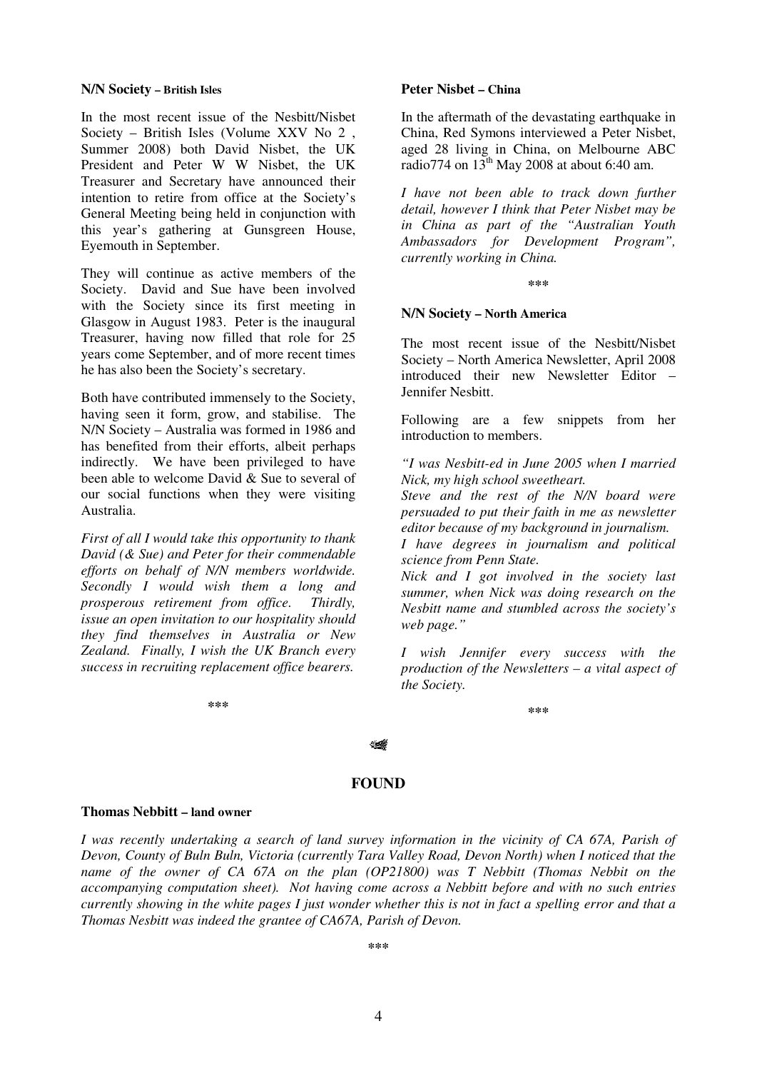**N/N Society – British Isles**

In the most recent issue of the Nesbitt/Nisbet Society – British Isles (Volume XXV No 2 , Summer 2008) both David Nisbet, the UK President and Peter W W Nisbet, the UK Treasurer and Secretary have announced their intention to retire from office at the Society's General Meeting being held in conjunction with this year's gathering at Gunsgreen House, Eyemouth in September.

They will continue as active members of the Society. David and Sue have been involved with the Society since its first meeting in Glasgow in August 1983. Peter is the inaugural Treasurer, having now filled that role for 25 years come September, and of more recent times he has also been the Society's secretary.

Both have contributed immensely to the Society, having seen it form, grow, and stabilise. The N/N Society – Australia was formed in 1986 and has benefited from their efforts, albeit perhaps indirectly. We have been privileged to have been able to welcome David & Sue to several of our social functions when they were visiting Australia.

*First of all I would take this opportunity to thank David (& Sue) and Peter for their commendable efforts on behalf of N/N members worldwide. Secondly I would wish them a long and prosperous retirement from office. Thirdly, issue an open invitation to our hospitality should they find themselves in Australia or New Zealand. Finally, I wish the UK Branch every success in recruiting replacement office bearers.*

\*\*\*

**Peter Nisbet – China**

In the aftermath of the devastating earthquake in China, Red Symons interviewed a Peter Nisbet, aged 28 living in China, on Melbourne ABC radio774 on 13th May 2008 at about 6:40 am.

*I have not been able to track down further detail, however I think that Peter Nisbet may be in China as part of the "Australian Youth Ambassadors for Development Program", currently working in China.*

\*\*\*

**N/N Society – North America**

The most recent issue of the Nesbitt/Nisbet Society – North America Newsletter, April 2008 introduced their new Newsletter Editor – Jennifer Nesbitt.

Following are a few snippets from her introduction to members.

*"I was Nesbitt-ed in June 2005 when I married Nick, my high school sweetheart.*
*Steve and the rest of the N/N board were persuaded to put their faith in me as newsletter editor because of my background in journalism.*
*I have degrees in journalism and political science from Penn State.*
*Nick and I got involved in the society last summer, when Nick was doing research on the Nesbitt name and stumbled across the society's web page."*

*I wish Jennifer every success with the production of the Newsletters – a vital aspect of the Society.*

\*\*\*

## FOUND

**Thomas Nebbitt – land owner**

*I was recently undertaking a search of land survey information in the vicinity of CA 67A, Parish of Devon, County of Buln Buln, Victoria (currently Tara Valley Road, Devon North) when I noticed that the name of the owner of CA 67A on the plan (OP21800) was T Nebbitt (Thomas Nebbit on the accompanying computation sheet). Not having come across a Nebbitt before and with no such entries currently showing in the white pages I just wonder whether this is not in fact a spelling error and that a Thomas Nesbitt was indeed the grantee of CA67A, Parish of Devon.*

\*\*\*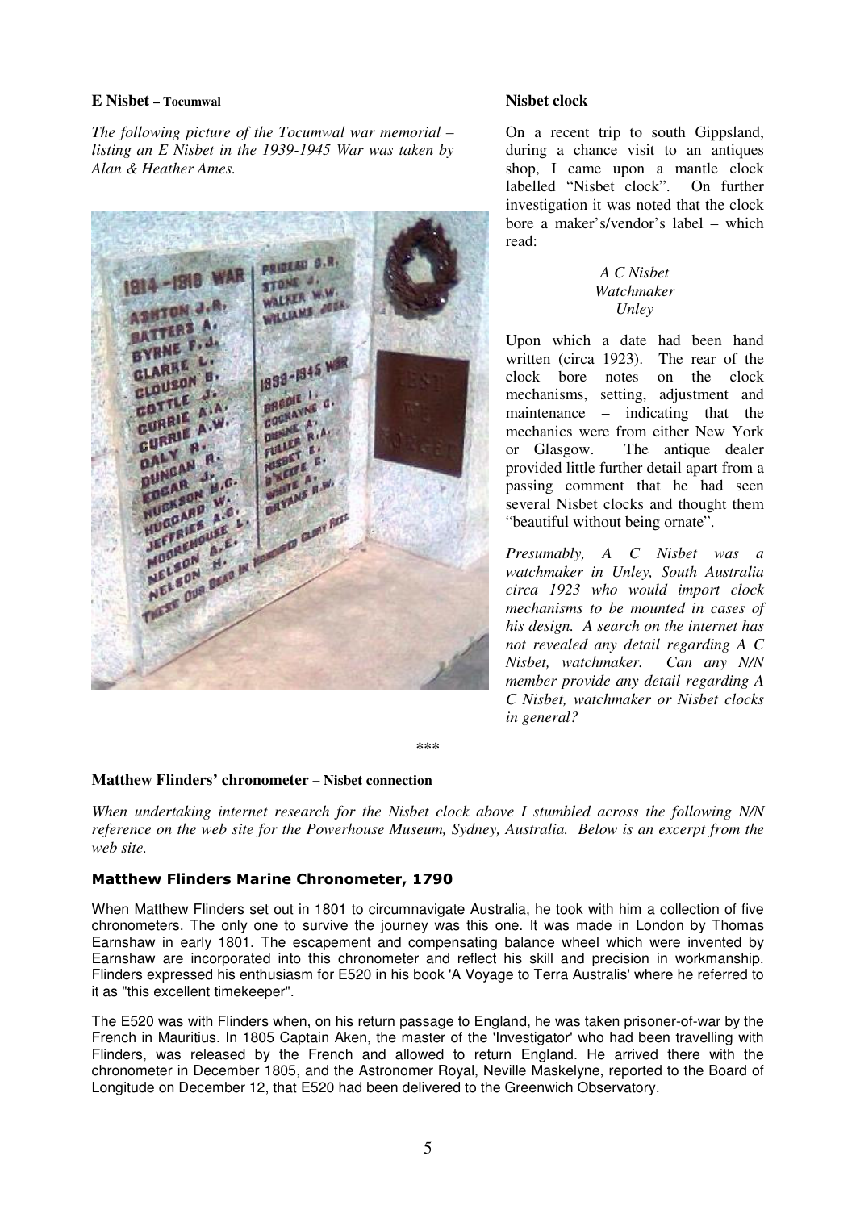**E Nisbet – Tocumwal**

*The following picture of the Tocumwal war memorial – listing an E Nisbet in the 1939-1945 War was taken by Alan & Heather Ames.*

**Nisbet clock**

On a recent trip to south Gippsland, during a chance visit to an antiques shop, I came upon a mantle clock labelled "Nisbet clock". On further investigation it was noted that the clock bore a maker's/vendor's label – which read:

*A C Nisbet*
*Watchmaker*
*Unley*

Upon which a date had been hand written (circa 1923). The rear of the clock bore notes on the clock mechanisms, setting, adjustment and maintenance – indicating that the mechanics were from either New York or Glasgow. The antique dealer provided little further detail apart from a passing comment that he had seen several Nisbet clocks and thought them "beautiful without being ornate".

*Presumably, A C Nisbet was a watchmaker in Unley, South Australia circa 1923 who would import clock mechanisms to be mounted in cases of his design. A search on the internet has not revealed any detail regarding A C Nisbet, watchmaker. Can any N/N member provide any detail regarding A C Nisbet, watchmaker or Nisbet clocks in general?*

\*\*\*

**Matthew Flinders' chronometer – Nisbet connection**

*When undertaking internet research for the Nisbet clock above I stumbled across the following N/N reference on the web site for the Powerhouse Museum, Sydney, Australia. Below is an excerpt from the web site.*

**Matthew Flinders Marine Chronometer, 1790**

When Matthew Flinders set out in 1801 to circumnavigate Australia, he took with him a collection of five chronometers. The only one to survive the journey was this one. It was made in London by Thomas Earnshaw in early 1801. The escapement and compensating balance wheel which were invented by Earnshaw are incorporated into this chronometer and reflect his skill and precision in workmanship. Flinders expressed his enthusiasm for E520 in his book 'A Voyage to Terra Australis' where he referred to it as "this excellent timekeeper".

The E520 was with Flinders when, on his return passage to England, he was taken prisoner-of-war by the French in Mauritius. In 1805 Captain Aken, the master of the 'Investigator' who had been travelling with Flinders, was released by the French and allowed to return England. He arrived there with the chronometer in December 1805, and the Astronomer Royal, Neville Maskelyne, reported to the Board of Longitude on December 12, that E520 had been delivered to the Greenwich Observatory.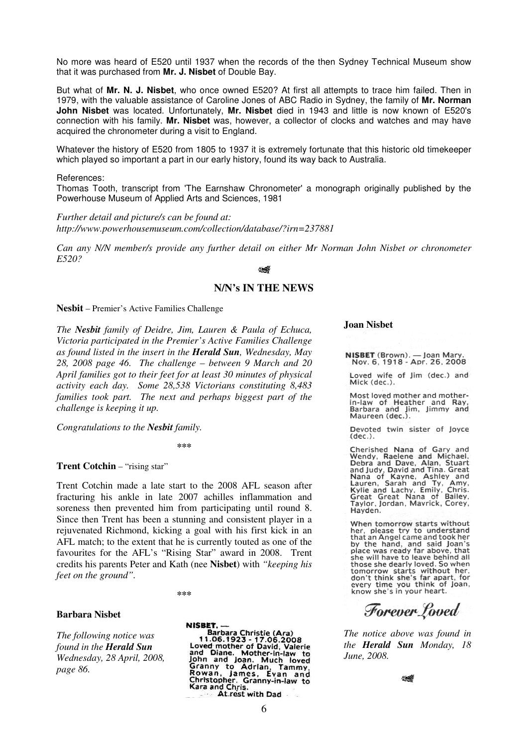No more was heard of E520 until 1937 when the records of the then Sydney Technical Museum show that it was purchased from **Mr. J. Nisbet** of Double Bay.

But what of **Mr. N. J. Nisbet**, who once owned E520? At first all attempts to trace him failed. Then in 1979, with the valuable assistance of Caroline Jones of ABC Radio in Sydney, the family of **Mr. Norman John Nisbet** was located. Unfortunately, **Mr. Nisbet** died in 1943 and little is now known of E520's connection with his family. **Mr. Nisbet** was, however, a collector of clocks and watches and may have acquired the chronometer during a visit to England.

Whatever the history of E520 from 1805 to 1937 it is extremely fortunate that this historic old timekeeper which played so important a part in our early history, found its way back to Australia.

References:
Thomas Tooth, transcript from 'The Earnshaw Chronometer' a monograph originally published by the Powerhouse Museum of Applied Arts and Sciences, 1981

*Further detail and picture/s can be found at:*
*http://www.powerhousemuseum.com/collection/database/?irn=237881*

*Can any N/N member/s provide any further detail on either Mr Norman John Nisbet or chronometer E520?*

## N/N's IN THE NEWS

**Nesbit** – Premier's Active Families Challenge

*The **Nesbit** family of Deidre, Jim, Lauren & Paula of Echuca, Victoria participated in the Premier's Active Families Challenge as found listed in the insert in the **Herald Sun**, Wednesday, May 28, 2008 page 46. The challenge – between 9 March and 20 April families got to their feet for at least 30 minutes of physical activity each day. Some 28,538 Victorians constituting 8,483 families took part. The next and perhaps biggest part of the challenge is keeping it up.*

*Congratulations to the **Nesbit** family.*

\*\*\*

**Trent Cotchin** – "rising star"

Trent Cotchin made a late start to the 2008 AFL season after fracturing his ankle in late 2007 achilles inflammation and soreness then prevented him from participating until round 8. Since then Trent has been a stunning and consistent player in a rejuvenated Richmond, kicking a goal with his first kick in an AFL match; to the extent that he is currently touted as one of the favourites for the AFL's "Rising Star" award in 2008. Trent credits his parents Peter and Kath (nee **Nisbet**) with *"keeping his feet on the ground"*.

\*\*\*

**Barbara Nisbet**

*The following notice was found in the **Herald Sun** Wednesday, 28 April, 2008, page 86.*

**NISBET.** —
Barbara Christie (Ara)
11.06.1923 - 17.06.2008
Loved mother of David, Valerie and Diane. Mother-in-law to John and Joan. Much loved Granny to Adrian, Tammy, Rowan, James, Evan and Christopher. Granny-in-law to Kara and Chris.
At rest with Dad

**Joan Nisbet**

**NISBET** (Brown). — Joan Mary.
Nov. 6, 1918 - Apr. 26, 2008

Loved wife of Jim (dec.) and Mick (dec.).

Most loved mother and mother-in-law of Heather and Ray, Barbara and Jim, Jimmy and Maureen (dec.).

Devoted twin sister of Joyce (dec.).

Cherished Nana of Gary and Wendy, Raelene and Michael, Debra and Dave, Alan, Stuart and Judy, David and Tina. Great Nana of Kayne, Ashley and Lauren, Sarah and Ty, Amy, Kylie and Lachy, Emily, Chris. Great Great Nana of Bailey, Taylor, Jordan, Mavrick, Corey, Hayden.

When tomorrow starts without her, please try to understand that an Angel came and took her by the hand, and said Joan's place was ready far above, that she will have to leave behind all those she dearly loved. So when tomorrow starts without her, don't think she's far apart, for every time you think of Joan, know she's in your heart.

*Forever Loved*

*The notice above was found in the **Herald Sun** Monday, 18 June, 2008.*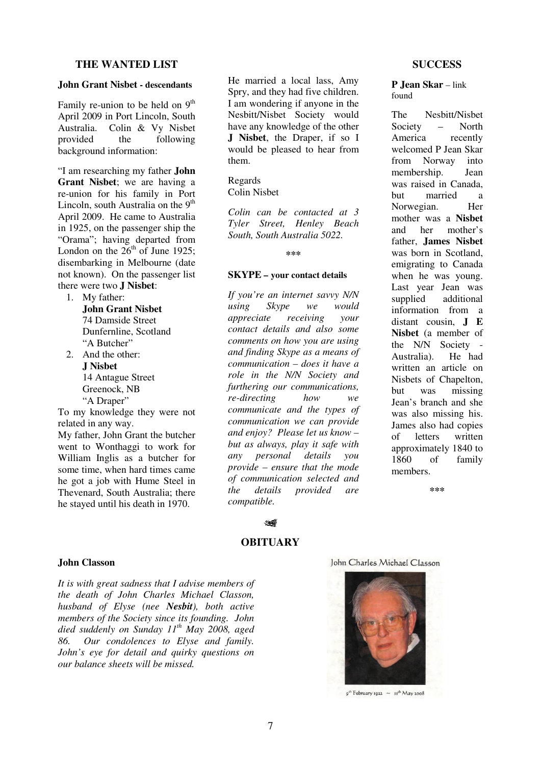## THE WANTED LIST

**John Grant Nisbet - descendants**

Family re-union to be held on 9th April 2009 in Port Lincoln, South Australia. Colin & Vy Nisbet provided the following background information:

"I am researching my father **John Grant Nisbet**; we are having a re-union for his family in Port Lincoln, south Australia on the 9th April 2009. He came to Australia in 1925, on the passenger ship the "Orama"; having departed from London on the 26th of June 1925; disembarking in Melbourne (date not known). On the passenger list there were two **J Nisbet**:

1. My father:
   **John Grant Nisbet**
   74 Damside Street
   Dunfernline, Scotland
   "A Butcher"
2. And the other:
   **J Nisbet**
   14 Antague Street
   Greenock, NB
   "A Draper"

To my knowledge they were not related in any way.

My father, John Grant the butcher went to Wonthaggi to work for William Inglis as a butcher for some time, when hard times came he got a job with Hume Steel in Thevenard, South Australia; there he stayed until his death in 1970.

He married a local lass, Amy Spry, and they had five children. I am wondering if anyone in the Nesbitt/Nisbet Society would have any knowledge of the other **J Nisbet**, the Draper, if so I would be pleased to hear from them.

Regards
Colin Nisbet

*Colin can be contacted at 3 Tyler Street, Henley Beach South, South Australia 5022.*

\*\*\*

**SKYPE – your contact details**

*If you're an internet savvy N/N using Skype we would appreciate receiving your contact details and also some comments on how you are using and finding Skype as a means of communication – does it have a role in the N/N Society and furthering our communications, re-directing how we communicate and the types of communication we can provide and enjoy? Please let us know – but as always, play it safe with any personal details you provide – ensure that the mode of communication selected and the details provided are compatible.*

## SUCCESS

**P Jean Skar** – link found

The Nesbitt/Nisbet Society – North America recently welcomed P Jean Skar from Norway into membership. Jean was raised in Canada, but married a Norwegian. Her mother was a **Nisbet** and her mother's father, **James Nisbet** was born in Scotland, emigrating to Canada when he was young. Last year Jean was supplied additional information from a distant cousin, **J E Nisbet** (a member of the N/N Society - Australia). He had written an article on Nisbets of Chapelton, but was missing Jean's branch and she was also missing his. James also had copies of letters written approximately 1840 to 1860 of family members.

\*\*\*

## OBITUARY

**John Classon**

*It is with great sadness that I advise members of the death of John Charles Michael Classon, husband of Elyse (nee **Nesbit**), both active members of the Society since its founding. John died suddenly on Sunday 11th May 2008, aged 86. Our condolences to Elyse and family. John's eye for detail and quirky questions on our balance sheets will be missed.*

John Charles Michael Classon

9th February 1922 ~ 11th May 2008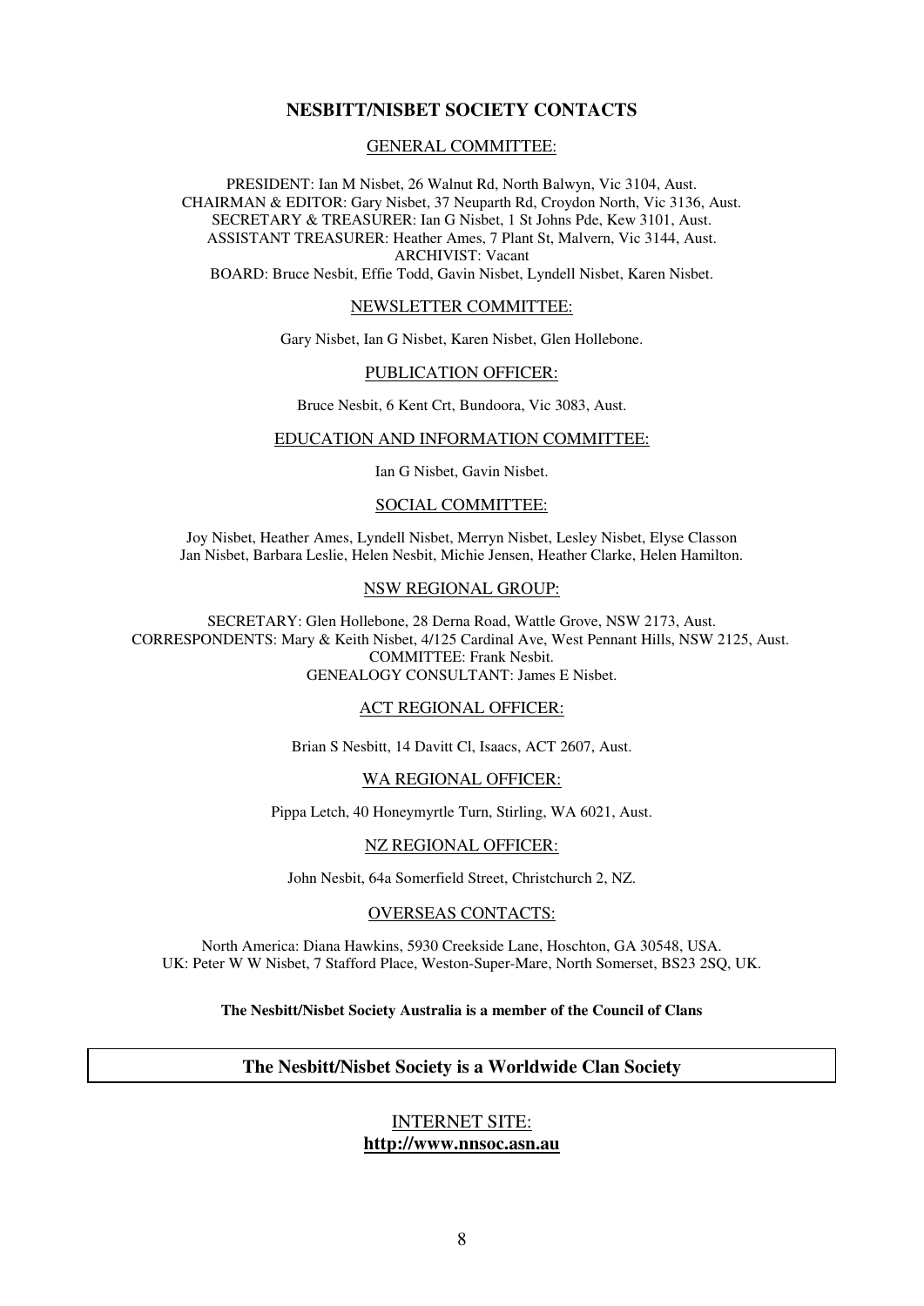# NESBITT/NISBET SOCIETY CONTACTS

## GENERAL COMMITTEE:

PRESIDENT: Ian M Nisbet, 26 Walnut Rd, North Balwyn, Vic 3104, Aust.
CHAIRMAN & EDITOR: Gary Nisbet, 37 Neuparth Rd, Croydon North, Vic 3136, Aust.
SECRETARY & TREASURER: Ian G Nisbet, 1 St Johns Pde, Kew 3101, Aust.
ASSISTANT TREASURER: Heather Ames, 7 Plant St, Malvern, Vic 3144, Aust.
ARCHIVIST: Vacant
BOARD: Bruce Nesbit, Effie Todd, Gavin Nisbet, Lyndell Nisbet, Karen Nisbet.

## NEWSLETTER COMMITTEE:

Gary Nisbet, Ian G Nisbet, Karen Nisbet, Glen Hollebone.

## PUBLICATION OFFICER:

Bruce Nesbit, 6 Kent Crt, Bundoora, Vic 3083, Aust.

## EDUCATION AND INFORMATION COMMITTEE:

Ian G Nisbet, Gavin Nisbet.

## SOCIAL COMMITTEE:

Joy Nisbet, Heather Ames, Lyndell Nisbet, Merryn Nisbet, Lesley Nisbet, Elyse Classon
Jan Nisbet, Barbara Leslie, Helen Nesbit, Michie Jensen, Heather Clarke, Helen Hamilton.

## NSW REGIONAL GROUP:

SECRETARY: Glen Hollebone, 28 Derna Road, Wattle Grove, NSW 2173, Aust.
CORRESPONDENTS: Mary & Keith Nisbet, 4/125 Cardinal Ave, West Pennant Hills, NSW 2125, Aust.
COMMITTEE: Frank Nesbit.
GENEALOGY CONSULTANT: James E Nisbet.

## ACT REGIONAL OFFICER:

Brian S Nesbitt, 14 Davitt Cl, Isaacs, ACT 2607, Aust.

## WA REGIONAL OFFICER:

Pippa Letch, 40 Honeymyrtle Turn, Stirling, WA 6021, Aust.

## NZ REGIONAL OFFICER:

John Nesbit, 64a Somerfield Street, Christchurch 2, NZ.

## OVERSEAS CONTACTS:

North America: Diana Hawkins, 5930 Creekside Lane, Hoschton, GA 30548, USA.
UK: Peter W W Nisbet, 7 Stafford Place, Weston-Super-Mare, North Somerset, BS23 2SQ, UK.

**The Nesbitt/Nisbet Society Australia is a member of the Council of Clans**

**The Nesbitt/Nisbet Society is a Worldwide Clan Society**

## INTERNET SITE:

**http://www.nnsoc.asn.au**